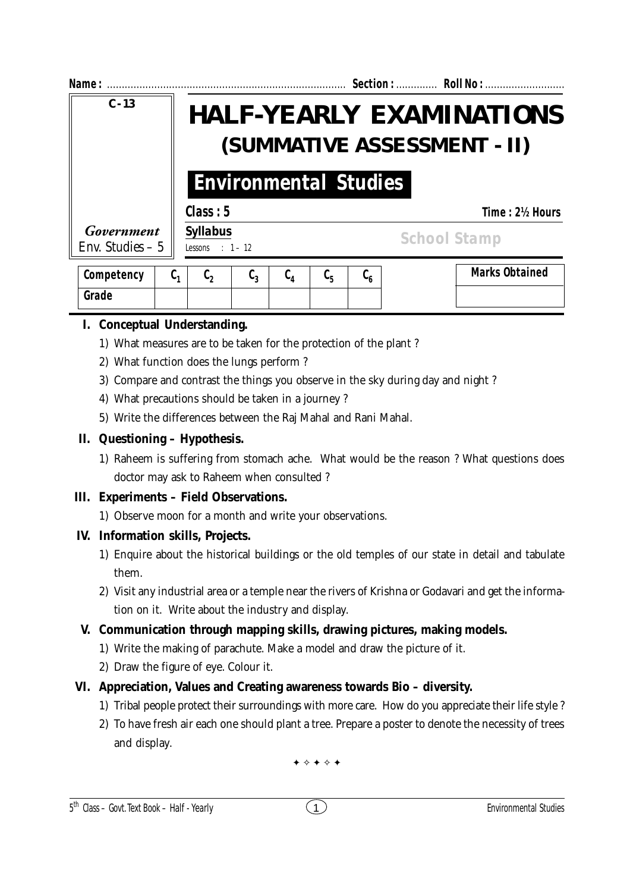Name : ............................................................................... Section : ............. Roll No : ...........................

C - 13

Government
Env. Studies – 5

# HALF-YEARLY EXAMINATIONS

## (SUMMATIVE ASSESSMENT - II)

## Environmental Studies

**Class : 5** **Time : 2½ Hours**

**Syllabus**
Lessons : 1 – 12

School Stamp

| Competency | $C_1$ | $C_2$ | $C_3$ | $C_4$ | $C_5$ | $C_6$ |
|---|---|---|---|---|---|---|
| Grade | | | | | | |

| Marks Obtained |
|---|
| |

**I. Conceptual Understanding.**

1) What measures are to be taken for the protection of the plant ?
2) What function does the lungs perform ?
3) Compare and contrast the things you observe in the sky during day and night ?
4) What precautions should be taken in a journey ?
5) Write the differences between the Raj Mahal and Rani Mahal.

**II. Questioning – Hypothesis.**

1) Raheem is suffering from stomach ache. What would be the reason ? What questions does doctor may ask to Raheem when consulted ?

**III. Experiments – Field Observations.**

1) Observe moon for a month and write your observations.

**IV. Information skills, Projects.**

1) Enquire about the historical buildings or the old temples of our state in detail and tabulate them.
2) Visit any industrial area or a temple near the rivers of Krishna or Godavari and get the information on it. Write about the industry and display.

**V. Communication through mapping skills, drawing pictures, making models.**

1) Write the making of parachute. Make a model and draw the picture of it.
2) Draw the figure of eye. Colour it.

**VI. Appreciation, Values and Creating awareness towards Bio – diversity.**

1) Tribal people protect their surroundings with more care. How do you appreciate their life style ?
2) To have fresh air each one should plant a tree. Prepare a poster to denote the necessity of trees and display.

✦ ✧ ✦ ✧ ✦